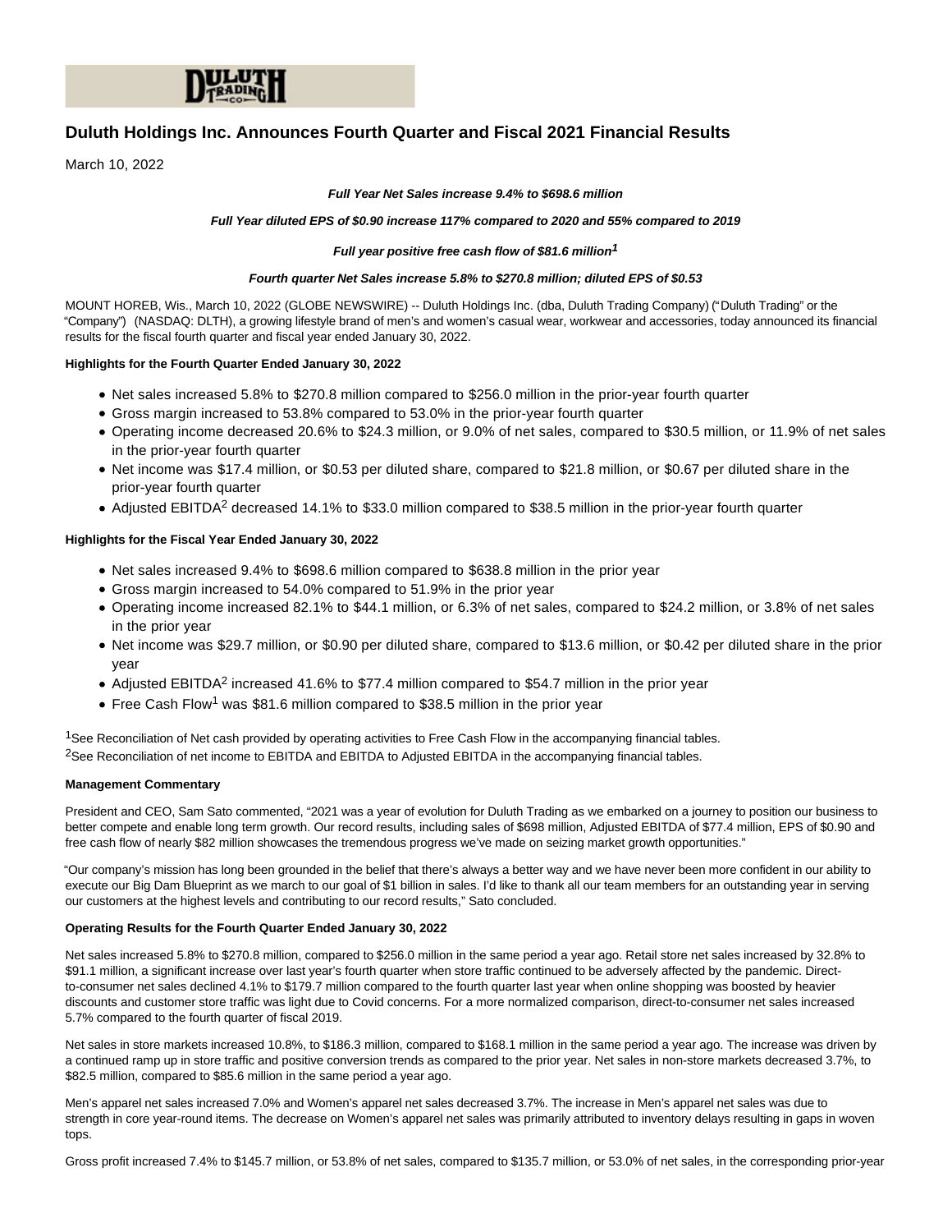# Duluth Holdings Inc. Announces Fourth Quarter and Fiscal 2021 Financial Results

March 10, 2022

***Full Year Net Sales increase 9.4% to $698.6 million***

***Full Year diluted EPS of $0.90 increase 117% compared to 2020 and 55% compared to 2019***

***Full year positive free cash flow of $81.6 million[1]***

***Fourth quarter Net Sales increase 5.8% to $270.8 million; diluted EPS of $0.53***

MOUNT HOREB, Wis., March 10, 2022 (GLOBE NEWSWIRE) -- Duluth Holdings Inc. (dba, Duluth Trading Company) ("Duluth Trading" or the "Company") (NASDAQ: DLTH), a growing lifestyle brand of men's and women's casual wear, workwear and accessories, today announced its financial results for the fiscal fourth quarter and fiscal year ended January 30, 2022.

**Highlights for the Fourth Quarter Ended January 30, 2022**

- Net sales increased 5.8% to $270.8 million compared to $256.0 million in the prior-year fourth quarter
- Gross margin increased to 53.8% compared to 53.0% in the prior-year fourth quarter
- Operating income decreased 20.6% to $24.3 million, or 9.0% of net sales, compared to $30.5 million, or 11.9% of net sales in the prior-year fourth quarter
- Net income was $17.4 million, or $0.53 per diluted share, compared to $21.8 million, or $0.67 per diluted share in the prior-year fourth quarter
- Adjusted EBITDA[2] decreased 14.1% to $33.0 million compared to $38.5 million in the prior-year fourth quarter

**Highlights for the Fiscal Year Ended January 30, 2022**

- Net sales increased 9.4% to $698.6 million compared to $638.8 million in the prior year
- Gross margin increased to 54.0% compared to 51.9% in the prior year
- Operating income increased 82.1% to $44.1 million, or 6.3% of net sales, compared to $24.2 million, or 3.8% of net sales in the prior year
- Net income was $29.7 million, or $0.90 per diluted share, compared to $13.6 million, or $0.42 per diluted share in the prior year
- Adjusted EBITDA[2] increased 41.6% to $77.4 million compared to $54.7 million in the prior year
- Free Cash Flow[1] was $81.6 million compared to $38.5 million in the prior year

[1]See Reconciliation of Net cash provided by operating activities to Free Cash Flow in the accompanying financial tables.
[2]See Reconciliation of net income to EBITDA and EBITDA to Adjusted EBITDA in the accompanying financial tables.

**Management Commentary**

President and CEO, Sam Sato commented, "2021 was a year of evolution for Duluth Trading as we embarked on a journey to position our business to better compete and enable long term growth. Our record results, including sales of $698 million, Adjusted EBITDA of $77.4 million, EPS of $0.90 and free cash flow of nearly $82 million showcases the tremendous progress we've made on seizing market growth opportunities."

"Our company's mission has long been grounded in the belief that there's always a better way and we have never been more confident in our ability to execute our Big Dam Blueprint as we march to our goal of $1 billion in sales. I'd like to thank all our team members for an outstanding year in serving our customers at the highest levels and contributing to our record results," Sato concluded.

**Operating Results for the Fourth Quarter Ended January 30, 2022**

Net sales increased 5.8% to $270.8 million, compared to $256.0 million in the same period a year ago. Retail store net sales increased by 32.8% to $91.1 million, a significant increase over last year's fourth quarter when store traffic continued to be adversely affected by the pandemic. Direct-to-consumer net sales declined 4.1% to $179.7 million compared to the fourth quarter last year when online shopping was boosted by heavier discounts and customer store traffic was light due to Covid concerns. For a more normalized comparison, direct-to-consumer net sales increased 5.7% compared to the fourth quarter of fiscal 2019.

Net sales in store markets increased 10.8%, to $186.3 million, compared to $168.1 million in the same period a year ago. The increase was driven by a continued ramp up in store traffic and positive conversion trends as compared to the prior year. Net sales in non-store markets decreased 3.7%, to $82.5 million, compared to $85.6 million in the same period a year ago.

Men's apparel net sales increased 7.0% and Women's apparel net sales decreased 3.7%. The increase in Men's apparel net sales was due to strength in core year-round items. The decrease on Women's apparel net sales was primarily attributed to inventory delays resulting in gaps in woven tops.

Gross profit increased 7.4% to $145.7 million, or 53.8% of net sales, compared to $135.7 million, or 53.0% of net sales, in the corresponding prior-year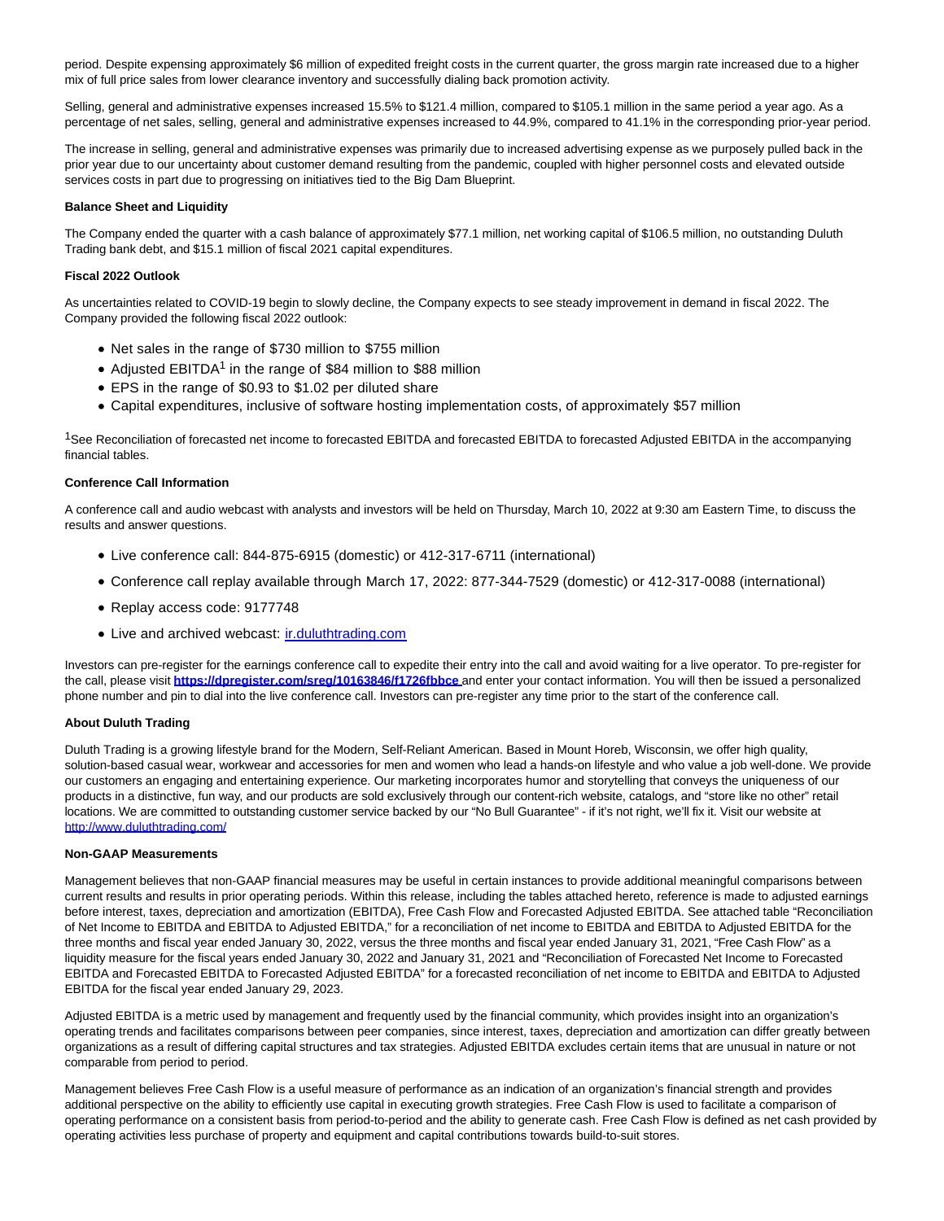period. Despite expensing approximately $6 million of expedited freight costs in the current quarter, the gross margin rate increased due to a higher mix of full price sales from lower clearance inventory and successfully dialing back promotion activity.

Selling, general and administrative expenses increased 15.5% to $121.4 million, compared to $105.1 million in the same period a year ago. As a percentage of net sales, selling, general and administrative expenses increased to 44.9%, compared to 41.1% in the corresponding prior-year period.

The increase in selling, general and administrative expenses was primarily due to increased advertising expense as we purposely pulled back in the prior year due to our uncertainty about customer demand resulting from the pandemic, coupled with higher personnel costs and elevated outside services costs in part due to progressing on initiatives tied to the Big Dam Blueprint.

**Balance Sheet and Liquidity**

The Company ended the quarter with a cash balance of approximately $77.1 million, net working capital of $106.5 million, no outstanding Duluth Trading bank debt, and $15.1 million of fiscal 2021 capital expenditures.

**Fiscal 2022 Outlook**

As uncertainties related to COVID-19 begin to slowly decline, the Company expects to see steady improvement in demand in fiscal 2022. The Company provided the following fiscal 2022 outlook:

- Net sales in the range of $730 million to $755 million
- Adjusted EBITDA[1] in the range of $84 million to $88 million
- EPS in the range of $0.93 to $1.02 per diluted share
- Capital expenditures, inclusive of software hosting implementation costs, of approximately $57 million

[1]See Reconciliation of forecasted net income to forecasted EBITDA and forecasted EBITDA to forecasted Adjusted EBITDA in the accompanying financial tables.

**Conference Call Information**

A conference call and audio webcast with analysts and investors will be held on Thursday, March 10, 2022 at 9:30 am Eastern Time, to discuss the results and answer questions.

- Live conference call: 844-875-6915 (domestic) or 412-317-6711 (international)
- Conference call replay available through March 17, 2022: 877-344-7529 (domestic) or 412-317-0088 (international)
- Replay access code: 9177748
- Live and archived webcast: ir.duluthtrading.com

Investors can pre-register for the earnings conference call to expedite their entry into the call and avoid waiting for a live operator. To pre-register for the call, please visit **https://dpregister.com/sreg/10163846/f1726fbbce** and enter your contact information. You will then be issued a personalized phone number and pin to dial into the live conference call. Investors can pre-register any time prior to the start of the conference call.

**About Duluth Trading**

Duluth Trading is a growing lifestyle brand for the Modern, Self-Reliant American. Based in Mount Horeb, Wisconsin, we offer high quality, solution-based casual wear, workwear and accessories for men and women who lead a hands-on lifestyle and who value a job well-done. We provide our customers an engaging and entertaining experience. Our marketing incorporates humor and storytelling that conveys the uniqueness of our products in a distinctive, fun way, and our products are sold exclusively through our content-rich website, catalogs, and "store like no other" retail locations. We are committed to outstanding customer service backed by our "No Bull Guarantee" - if it's not right, we'll fix it. Visit our website at http://www.duluthtrading.com/

**Non-GAAP Measurements**

Management believes that non-GAAP financial measures may be useful in certain instances to provide additional meaningful comparisons between current results and results in prior operating periods. Within this release, including the tables attached hereto, reference is made to adjusted earnings before interest, taxes, depreciation and amortization (EBITDA), Free Cash Flow and Forecasted Adjusted EBITDA. See attached table "Reconciliation of Net Income to EBITDA and EBITDA to Adjusted EBITDA," for a reconciliation of net income to EBITDA and EBITDA to Adjusted EBITDA for the three months and fiscal year ended January 30, 2022, versus the three months and fiscal year ended January 31, 2021, "Free Cash Flow" as a liquidity measure for the fiscal years ended January 30, 2022 and January 31, 2021 and "Reconciliation of Forecasted Net Income to Forecasted EBITDA and Forecasted EBITDA to Forecasted Adjusted EBITDA" for a forecasted reconciliation of net income to EBITDA and EBITDA to Adjusted EBITDA for the fiscal year ended January 29, 2023.

Adjusted EBITDA is a metric used by management and frequently used by the financial community, which provides insight into an organization's operating trends and facilitates comparisons between peer companies, since interest, taxes, depreciation and amortization can differ greatly between organizations as a result of differing capital structures and tax strategies. Adjusted EBITDA excludes certain items that are unusual in nature or not comparable from period to period.

Management believes Free Cash Flow is a useful measure of performance as an indication of an organization's financial strength and provides additional perspective on the ability to efficiently use capital in executing growth strategies. Free Cash Flow is used to facilitate a comparison of operating performance on a consistent basis from period-to-period and the ability to generate cash. Free Cash Flow is defined as net cash provided by operating activities less purchase of property and equipment and capital contributions towards build-to-suit stores.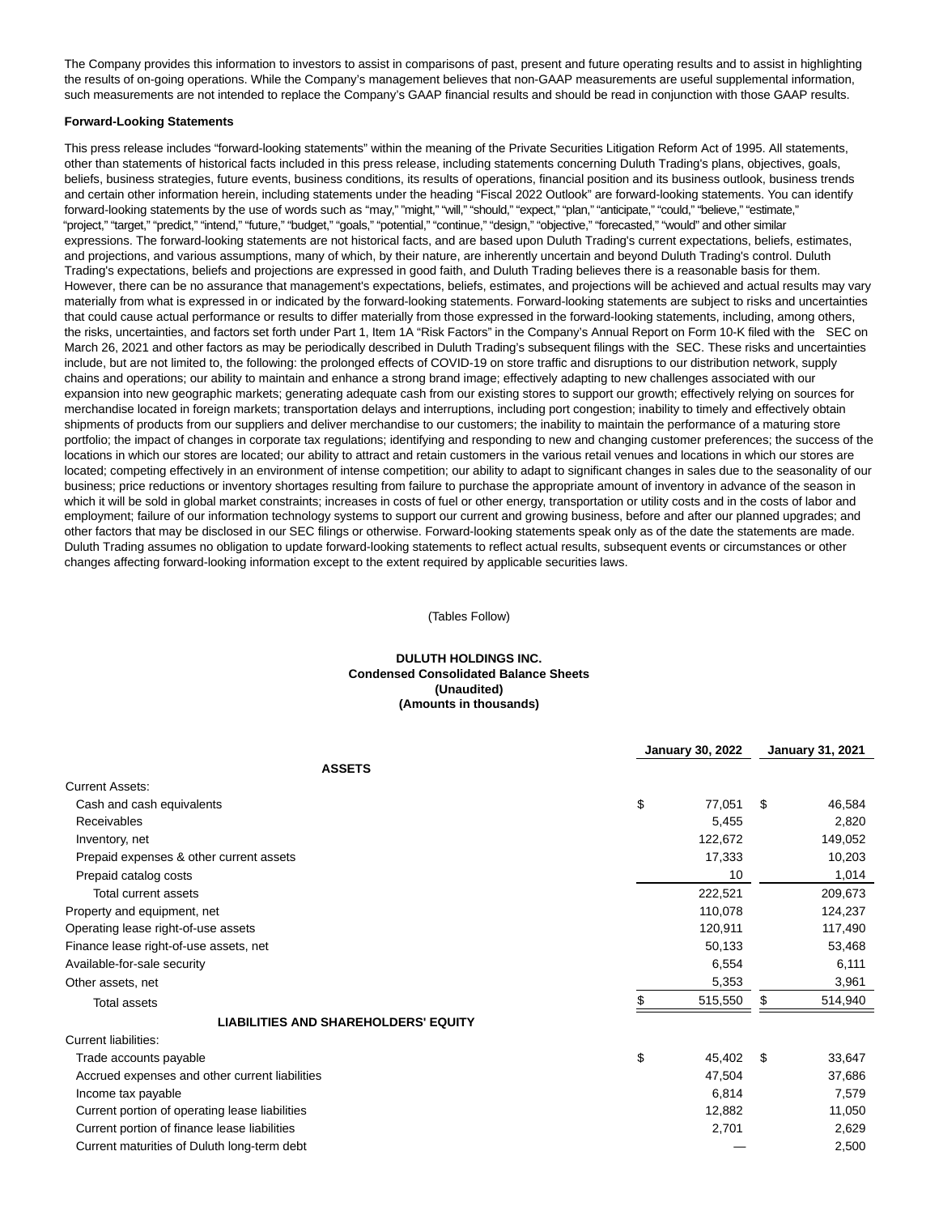The Company provides this information to investors to assist in comparisons of past, present and future operating results and to assist in highlighting the results of on-going operations. While the Company's management believes that non-GAAP measurements are useful supplemental information, such measurements are not intended to replace the Company's GAAP financial results and should be read in conjunction with those GAAP results.

**Forward-Looking Statements**

This press release includes "forward-looking statements" within the meaning of the Private Securities Litigation Reform Act of 1995. All statements, other than statements of historical facts included in this press release, including statements concerning Duluth Trading's plans, objectives, goals, beliefs, business strategies, future events, business conditions, its results of operations, financial position and its business outlook, business trends and certain other information herein, including statements under the heading "Fiscal 2022 Outlook" are forward-looking statements. You can identify forward-looking statements by the use of words such as "may," "might," "will," "should," "expect," "plan," "anticipate," "could," "believe," "estimate," "project," "target," "predict," "intend," "future," "budget," "goals," "potential," "continue," "design," "objective," "forecasted," "would" and other similar expressions. The forward-looking statements are not historical facts, and are based upon Duluth Trading's current expectations, beliefs, estimates, and projections, and various assumptions, many of which, by their nature, are inherently uncertain and beyond Duluth Trading's control. Duluth Trading's expectations, beliefs and projections are expressed in good faith, and Duluth Trading believes there is a reasonable basis for them. However, there can be no assurance that management's expectations, beliefs, estimates, and projections will be achieved and actual results may vary materially from what is expressed in or indicated by the forward-looking statements. Forward-looking statements are subject to risks and uncertainties that could cause actual performance or results to differ materially from those expressed in the forward-looking statements, including, among others, the risks, uncertainties, and factors set forth under Part 1, Item 1A "Risk Factors" in the Company's Annual Report on Form 10-K filed with the SEC on March 26, 2021 and other factors as may be periodically described in Duluth Trading's subsequent filings with the SEC. These risks and uncertainties include, but are not limited to, the following: the prolonged effects of COVID-19 on store traffic and disruptions to our distribution network, supply chains and operations; our ability to maintain and enhance a strong brand image; effectively adapting to new challenges associated with our expansion into new geographic markets; generating adequate cash from our existing stores to support our growth; effectively relying on sources for merchandise located in foreign markets; transportation delays and interruptions, including port congestion; inability to timely and effectively obtain shipments of products from our suppliers and deliver merchandise to our customers; the inability to maintain the performance of a maturing store portfolio; the impact of changes in corporate tax regulations; identifying and responding to new and changing customer preferences; the success of the locations in which our stores are located; our ability to attract and retain customers in the various retail venues and locations in which our stores are located; competing effectively in an environment of intense competition; our ability to adapt to significant changes in sales due to the seasonality of our business; price reductions or inventory shortages resulting from failure to purchase the appropriate amount of inventory in advance of the season in which it will be sold in global market constraints; increases in costs of fuel or other energy, transportation or utility costs and in the costs of labor and employment; failure of our information technology systems to support our current and growing business, before and after our planned upgrades; and other factors that may be disclosed in our SEC filings or otherwise. Forward-looking statements speak only as of the date the statements are made. Duluth Trading assumes no obligation to update forward-looking statements to reflect actual results, subsequent events or circumstances or other changes affecting forward-looking information except to the extent required by applicable securities laws.

(Tables Follow)

**DULUTH HOLDINGS INC.**
**Condensed Consolidated Balance Sheets**
**(Unaudited)**
**(Amounts in thousands)**

| | January 30, 2022 | January 31, 2021 |
|---|---|---|
| **ASSETS** | | |
| Current Assets: | | |
| Cash and cash equivalents | $ 77,051 | $ 46,584 |
| Receivables | 5,455 | 2,820 |
| Inventory, net | 122,672 | 149,052 |
| Prepaid expenses & other current assets | 17,333 | 10,203 |
| Prepaid catalog costs | 10 | 1,014 |
| Total current assets | 222,521 | 209,673 |
| Property and equipment, net | 110,078 | 124,237 |
| Operating lease right-of-use assets | 120,911 | 117,490 |
| Finance lease right-of-use assets, net | 50,133 | 53,468 |
| Available-for-sale security | 6,554 | 6,111 |
| Other assets, net | 5,353 | 3,961 |
| Total assets | $ 515,550 | $ 514,940 |
| **LIABILITIES AND SHAREHOLDERS' EQUITY** | | |
| Current liabilities: | | |
| Trade accounts payable | $ 45,402 | $ 33,647 |
| Accrued expenses and other current liabilities | 47,504 | 37,686 |
| Income tax payable | 6,814 | 7,579 |
| Current portion of operating lease liabilities | 12,882 | 11,050 |
| Current portion of finance lease liabilities | 2,701 | 2,629 |
| Current maturities of Duluth long-term debt | — | 2,500 |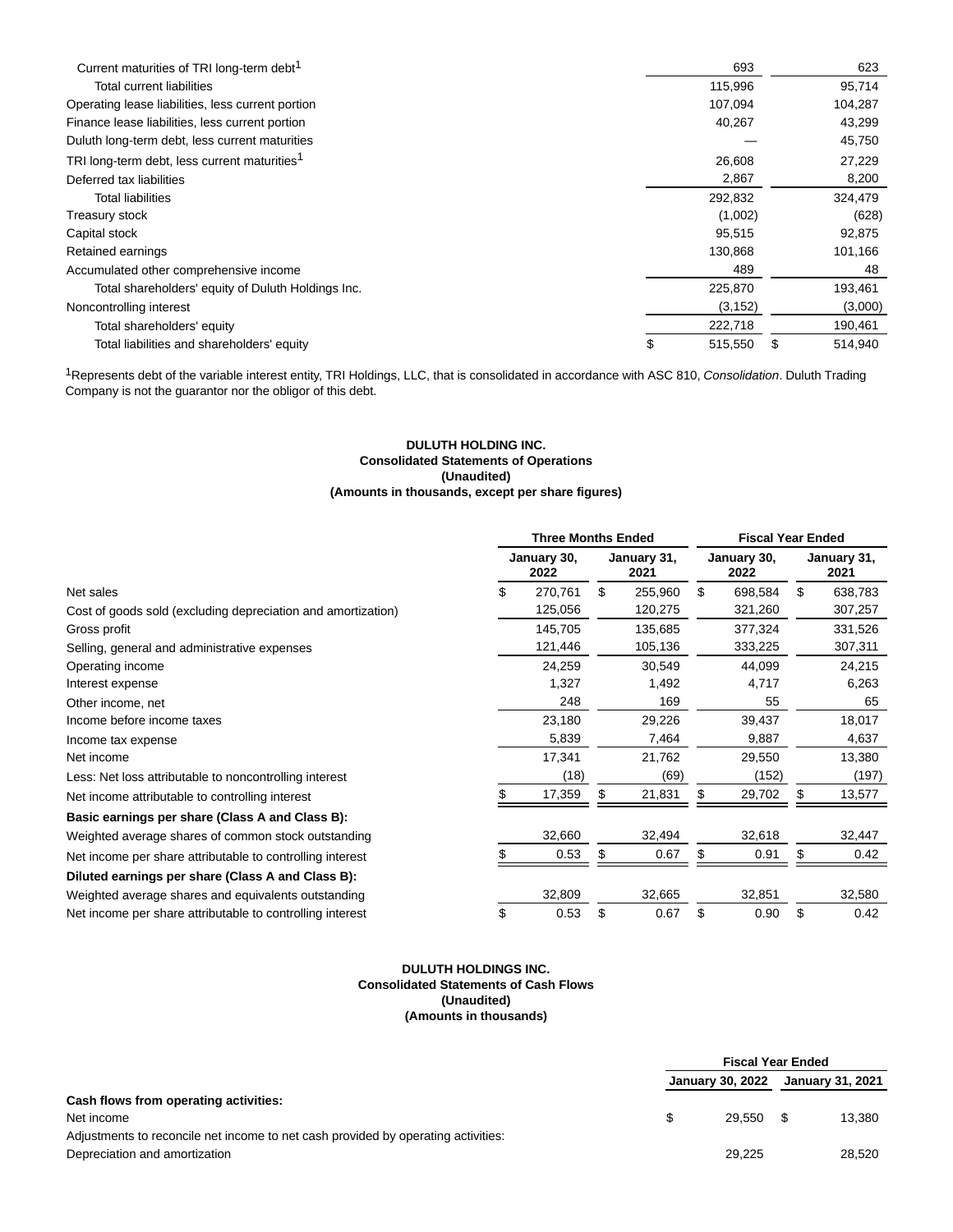| | January 30, 2022 | January 31, 2021 |
|---|---|---|
| Current maturities of TRI long-term debt[1] | 693 | 623 |
| Total current liabilities | 115,996 | 95,714 |
| Operating lease liabilities, less current portion | 107,094 | 104,287 |
| Finance lease liabilities, less current portion | 40,267 | 43,299 |
| Duluth long-term debt, less current maturities | — | 45,750 |
| TRI long-term debt, less current maturities[1] | 26,608 | 27,229 |
| Deferred tax liabilities | 2,867 | 8,200 |
| Total liabilities | 292,832 | 324,479 |
| Treasury stock | (1,002) | (628) |
| Capital stock | 95,515 | 92,875 |
| Retained earnings | 130,868 | 101,166 |
| Accumulated other comprehensive income | 489 | 48 |
| Total shareholders' equity of Duluth Holdings Inc. | 225,870 | 193,461 |
| Noncontrolling interest | (3,152) | (3,000) |
| Total shareholders' equity | 222,718 | 190,461 |
| Total liabilities and shareholders' equity | $ 515,550 | $ 514,940 |

[1]Represents debt of the variable interest entity, TRI Holdings, LLC, that is consolidated in accordance with ASC 810, *Consolidation*. Duluth Trading Company is not the guarantor nor the obligor of this debt.

**DULUTH HOLDING INC.**
**Consolidated Statements of Operations**
**(Unaudited)**
**(Amounts in thousands, except per share figures)**

| | Three Months Ended | | Fiscal Year Ended | |
|---|---|---|---|---|
| | January 30, 2022 | January 31, 2021 | January 30, 2022 | January 31, 2021 |
| Net sales | $ 270,761 | $ 255,960 | $ 698,584 | $ 638,783 |
| Cost of goods sold (excluding depreciation and amortization) | 125,056 | 120,275 | 321,260 | 307,257 |
| Gross profit | 145,705 | 135,685 | 377,324 | 331,526 |
| Selling, general and administrative expenses | 121,446 | 105,136 | 333,225 | 307,311 |
| Operating income | 24,259 | 30,549 | 44,099 | 24,215 |
| Interest expense | 1,327 | 1,492 | 4,717 | 6,263 |
| Other income, net | 248 | 169 | 55 | 65 |
| Income before income taxes | 23,180 | 29,226 | 39,437 | 18,017 |
| Income tax expense | 5,839 | 7,464 | 9,887 | 4,637 |
| Net income | 17,341 | 21,762 | 29,550 | 13,380 |
| Less: Net loss attributable to noncontrolling interest | (18) | (69) | (152) | (197) |
| Net income attributable to controlling interest | $ 17,359 | $ 21,831 | $ 29,702 | $ 13,577 |
| **Basic earnings per share (Class A and Class B):** | | | | |
| Weighted average shares of common stock outstanding | 32,660 | 32,494 | 32,618 | 32,447 |
| Net income per share attributable to controlling interest | $ 0.53 | $ 0.67 | $ 0.91 | $ 0.42 |
| **Diluted earnings per share (Class A and Class B):** | | | | |
| Weighted average shares and equivalents outstanding | 32,809 | 32,665 | 32,851 | 32,580 |
| Net income per share attributable to controlling interest | $ 0.53 | $ 0.67 | $ 0.90 | $ 0.42 |

**DULUTH HOLDINGS INC.**
**Consolidated Statements of Cash Flows**
**(Unaudited)**
**(Amounts in thousands)**

| | Fiscal Year Ended | |
|---|---|---|
| | January 30, 2022 | January 31, 2021 |
| **Cash flows from operating activities:** | | |
| Net income | $ 29,550 | $ 13,380 |
| Adjustments to reconcile net income to net cash provided by operating activities: | | |
| Depreciation and amortization | 29,225 | 28,520 |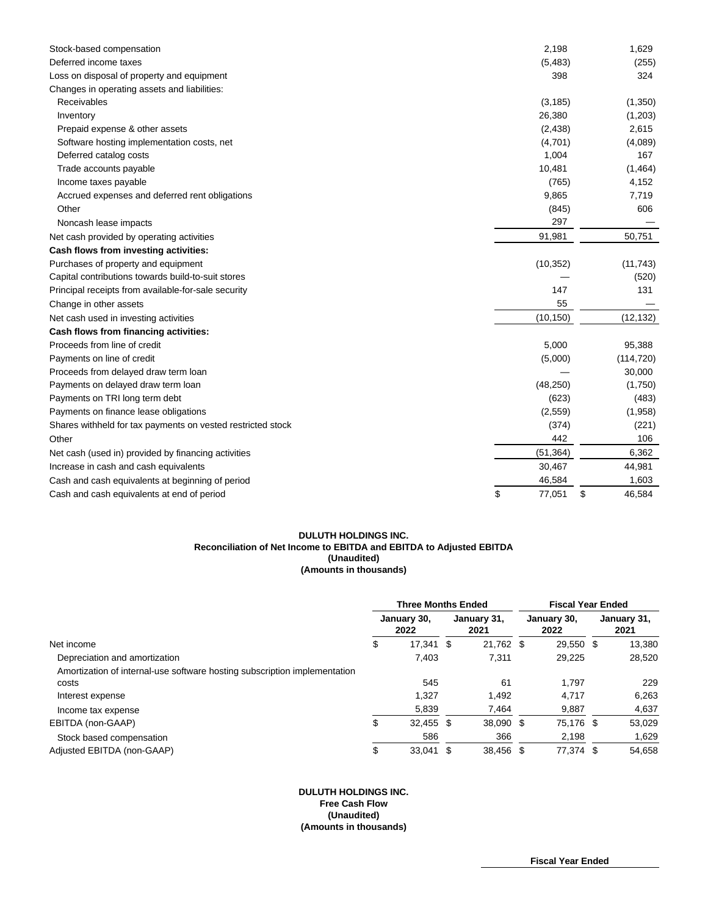| | | |
|---|---|---|
| Stock-based compensation | 2,198 | 1,629 |
| Deferred income taxes | (5,483) | (255) |
| Loss on disposal of property and equipment | 398 | 324 |
| Changes in operating assets and liabilities: | | |
| Receivables | (3,185) | (1,350) |
| Inventory | 26,380 | (1,203) |
| Prepaid expense & other assets | (2,438) | 2,615 |
| Software hosting implementation costs, net | (4,701) | (4,089) |
| Deferred catalog costs | 1,004 | 167 |
| Trade accounts payable | 10,481 | (1,464) |
| Income taxes payable | (765) | 4,152 |
| Accrued expenses and deferred rent obligations | 9,865 | 7,719 |
| Other | (845) | 606 |
| Noncash lease impacts | 297 | — |
| Net cash provided by operating activities | 91,981 | 50,751 |
| **Cash flows from investing activities:** | | |
| Purchases of property and equipment | (10,352) | (11,743) |
| Capital contributions towards build-to-suit stores | — | (520) |
| Principal receipts from available-for-sale security | 147 | 131 |
| Change in other assets | 55 | — |
| Net cash used in investing activities | (10,150) | (12,132) |
| **Cash flows from financing activities:** | | |
| Proceeds from line of credit | 5,000 | 95,388 |
| Payments on line of credit | (5,000) | (114,720) |
| Proceeds from delayed draw term loan | — | 30,000 |
| Payments on delayed draw term loan | (48,250) | (1,750) |
| Payments on TRI long term debt | (623) | (483) |
| Payments on finance lease obligations | (2,559) | (1,958) |
| Shares withheld for tax payments on vested restricted stock | (374) | (221) |
| Other | 442 | 106 |
| Net cash (used in) provided by financing activities | (51,364) | 6,362 |
| Increase in cash and cash equivalents | 30,467 | 44,981 |
| Cash and cash equivalents at beginning of period | 46,584 | 1,603 |
| Cash and cash equivalents at end of period | $ 77,051 | $ 46,584 |

**DULUTH HOLDINGS INC.**
**Reconciliation of Net Income to EBITDA and EBITDA to Adjusted EBITDA**
**(Unaudited)**
**(Amounts in thousands)**

| | Three Months Ended | | Fiscal Year Ended | |
|---|---|---|---|---|
| | January 30, 2022 | January 31, 2021 | January 30, 2022 | January 31, 2021 |
| Net income | $ 17,341 | $ 21,762 | $ 29,550 | $ 13,380 |
| Depreciation and amortization | 7,403 | 7,311 | 29,225 | 28,520 |
| Amortization of internal-use software hosting subscription implementation costs | 545 | 61 | 1,797 | 229 |
| Interest expense | 1,327 | 1,492 | 4,717 | 6,263 |
| Income tax expense | 5,839 | 7,464 | 9,887 | 4,637 |
| EBITDA (non-GAAP) | $ 32,455 | $ 38,090 | $ 75,176 | $ 53,029 |
| Stock based compensation | 586 | 366 | 2,198 | 1,629 |
| Adjusted EBITDA (non-GAAP) | $ 33,041 | $ 38,456 | $ 77,374 | $ 54,658 |

**DULUTH HOLDINGS INC.**
**Free Cash Flow**
**(Unaudited)**
**(Amounts in thousands)**

| | Fiscal Year Ended |
|---|---|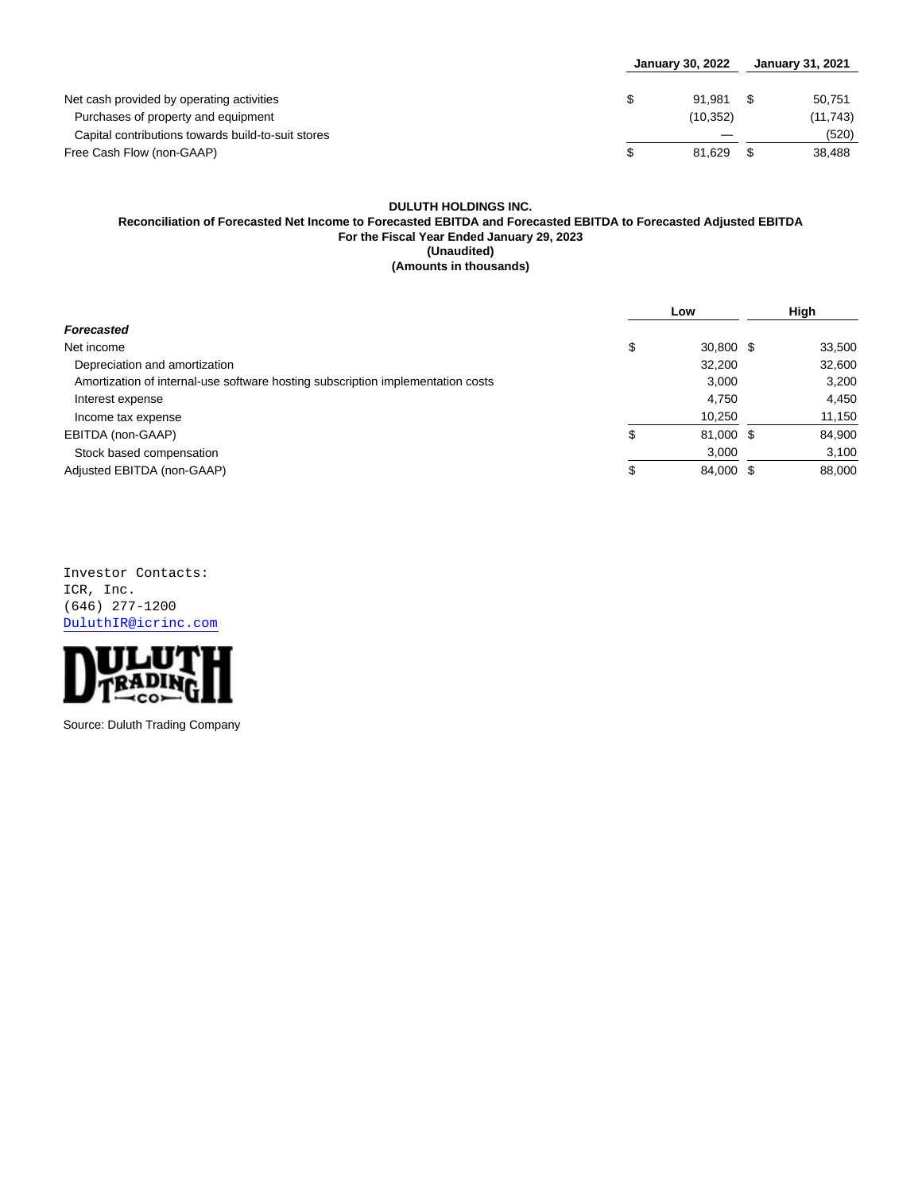| | January 30, 2022 | January 31, 2021 |
|---|---|---|
| Net cash provided by operating activities | $ 91,981 | $ 50,751 |
| Purchases of property and equipment | (10,352) | (11,743) |
| Capital contributions towards build-to-suit stores | — | (520) |
| Free Cash Flow (non-GAAP) | $ 81,629 | $ 38,488 |

**DULUTH HOLDINGS INC.**
**Reconciliation of Forecasted Net Income to Forecasted EBITDA and Forecasted EBITDA to Forecasted Adjusted EBITDA**
**For the Fiscal Year Ended January 29, 2023**
**(Unaudited)**
**(Amounts in thousands)**

| | Low | High |
|---|---|---|
| ***Forecasted*** | | |
| Net income | $ 30,800 | $ 33,500 |
| Depreciation and amortization | 32,200 | 32,600 |
| Amortization of internal-use software hosting subscription implementation costs | 3,000 | 3,200 |
| Interest expense | 4,750 | 4,450 |
| Income tax expense | 10,250 | 11,150 |
| EBITDA (non-GAAP) | $ 81,000 | $ 84,900 |
| Stock based compensation | 3,000 | 3,100 |
| Adjusted EBITDA (non-GAAP) | $ 84,000 | $ 88,000 |

Investor Contacts:
ICR, Inc.
(646) 277-1200
DuluthIR@icrinc.com

Source: Duluth Trading Company